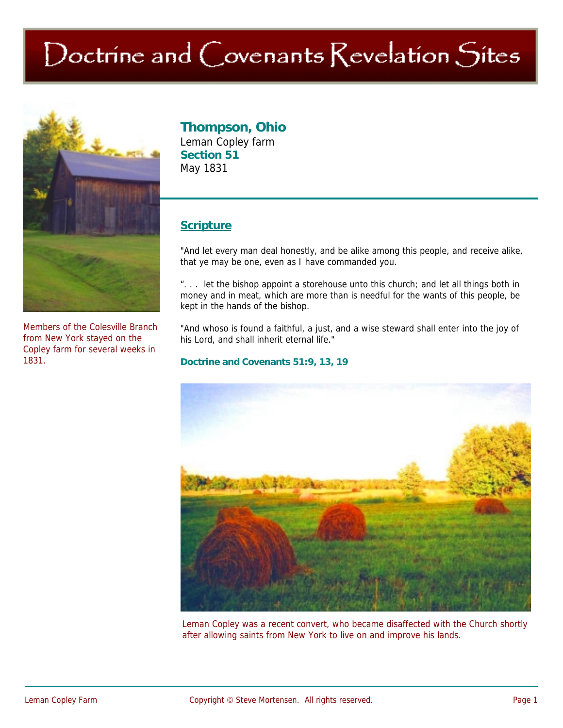# Doctrine and Covenants Revelation Sites

Members of the Colesville Branch from New York stayed on the Copley farm for several weeks in 1831.

## Thompson, Ohio

Leman Copley farm

**Section 51**

May 1831

### Scripture

"And let every man deal honestly, and be alike among this people, and receive alike, that ye may be one, even as I have commanded you.

". . . let the bishop appoint a storehouse unto this church; and let all things both in money and in meat, which are more than is needful for the wants of this people, be kept in the hands of the bishop.

"And whoso is found a faithful, a just, and a wise steward shall enter into the joy of his Lord, and shall inherit eternal life."

**Doctrine and Covenants 51:9, 13, 19**

Leman Copley was a recent convert, who became disaffected with the Church shortly after allowing saints from New York to live on and improve his lands.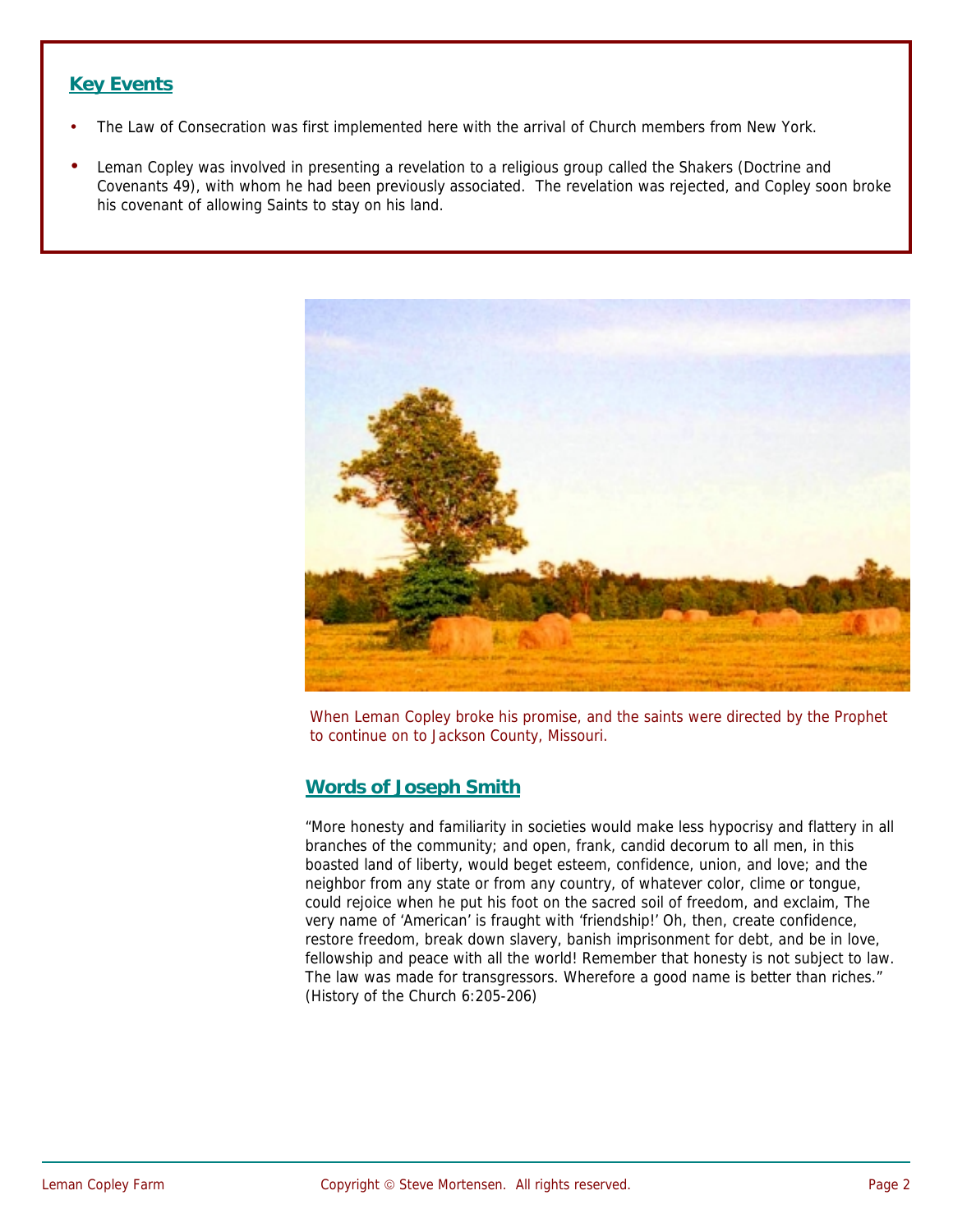## Key Events

- The Law of Consecration was first implemented here with the arrival of Church members from New York.
- Leman Copley was involved in presenting a revelation to a religious group called the Shakers (Doctrine and Covenants 49), with whom he had been previously associated. The revelation was rejected, and Copley soon broke his covenant of allowing Saints to stay on his land.

When Leman Copley broke his promise, and the saints were directed by the Prophet to continue on to Jackson County, Missouri.

## Words of Joseph Smith

"More honesty and familiarity in societies would make less hypocrisy and flattery in all branches of the community; and open, frank, candid decorum to all men, in this boasted land of liberty, would beget esteem, confidence, union, and love; and the neighbor from any state or from any country, of whatever color, clime or tongue, could rejoice when he put his foot on the sacred soil of freedom, and exclaim, The very name of 'American' is fraught with 'friendship!' Oh, then, create confidence, restore freedom, break down slavery, banish imprisonment for debt, and be in love, fellowship and peace with all the world! Remember that honesty is not subject to law. The law was made for transgressors. Wherefore a good name is better than riches." (History of the Church 6:205-206)